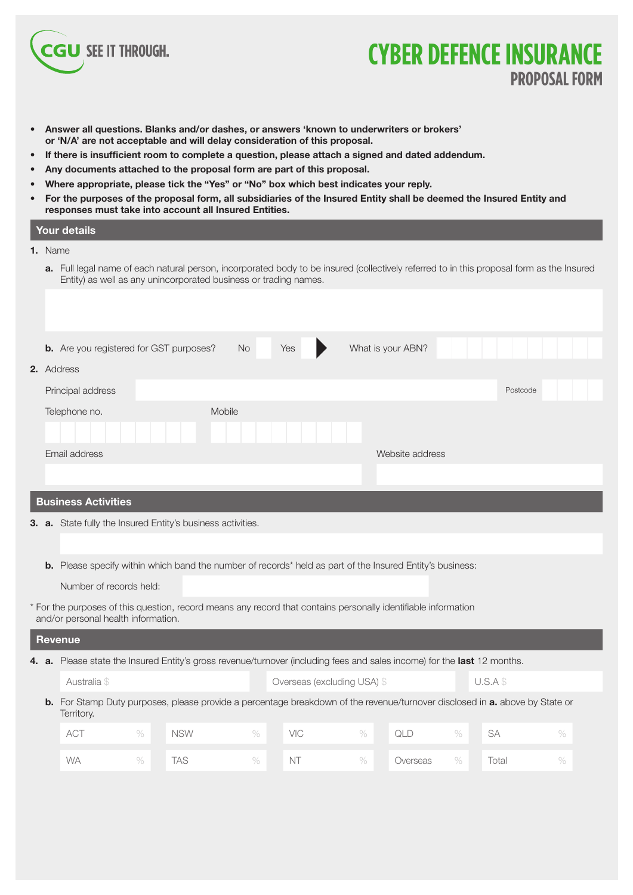CGU SEE IT THROUGH.

# CYBER DEFENCE INSURANCE
## PROPOSAL FORM

- **Answer all questions. Blanks and/or dashes, or answers 'known to underwriters or brokers' or 'N/A' are not acceptable and will delay consideration of this proposal.**
- **If there is insufficient room to complete a question, please attach a signed and dated addendum.**
- **Any documents attached to the proposal form are part of this proposal.**
- **Where appropriate, please tick the "Yes" or "No" box which best indicates your reply.**
- **For the purposes of the proposal form, all subsidiaries of the Insured Entity shall be deemed the Insured Entity and responses must take into account all Insured Entities.**

## Your details

**1.** Name

**a.** Full legal name of each natural person, incorporated body to be insured (collectively referred to in this proposal form as the Insured Entity) as well as any unincorporated business or trading names.

**b.** Are you registered for GST purposes? No ☐ Yes ☐ ▶ What is your ABN?

**2.** Address

Principal address &emsp; Postcode

Telephone no. &emsp; Mobile

Email address &emsp; Website address

## Business Activities

**3. a.** State fully the Insured Entity's business activities.

**b.** Please specify within which band the number of records* held as part of the Insured Entity's business:

Number of records held:

\* For the purposes of this question, record means any record that contains personally identifiable information and/or personal health information.

## Revenue

**4. a.** Please state the Insured Entity's gross revenue/turnover (including fees and sales income) for the **last** 12 months.

| Australia $ | Overseas (excluding USA) $ | U.S.A $ |
|---|---|---|

**b.** For Stamp Duty purposes, please provide a percentage breakdown of the revenue/turnover disclosed in **a.** above by State or Territory.

| ACT % | NSW % | VIC % | QLD % | SA % |
|---|---|---|---|---|
| WA % | TAS % | NT % | Overseas % | Total % |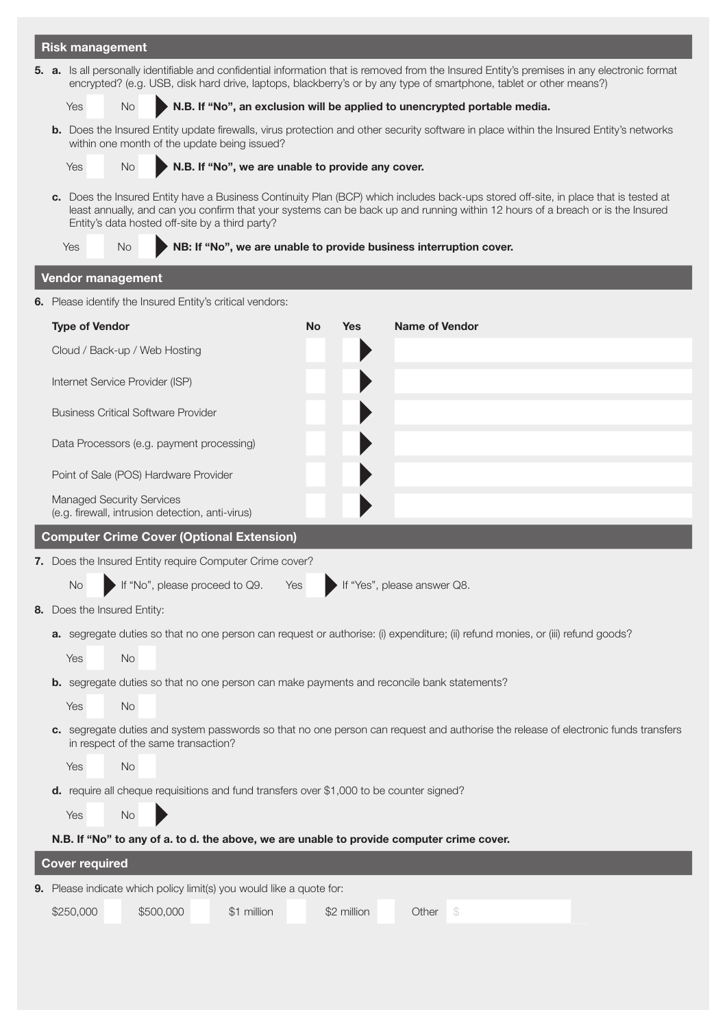## Risk management

**5. a.** Is all personally identifiable and confidential information that is removed from the Insured Entity's premises in any electronic format encrypted? (e.g. USB, disk hard drive, laptops, blackberry's or by any type of smartphone, tablet or other means?)

Yes ☐ No ☐ ▶ **N.B. If "No", an exclusion will be applied to unencrypted portable media.**

**b.** Does the Insured Entity update firewalls, virus protection and other security software in place within the Insured Entity's networks within one month of the update being issued?

Yes ☐ No ☐ ▶ **N.B. If "No", we are unable to provide any cover.**

**c.** Does the Insured Entity have a Business Continuity Plan (BCP) which includes back-ups stored off-site, in place that is tested at least annually, and can you confirm that your systems can be back up and running within 12 hours of a breach or is the Insured Entity's data hosted off-site by a third party?

Yes ☐ No ☐ ▶ **NB: If "No", we are unable to provide business interruption cover.**

## Vendor management

**6.** Please identify the Insured Entity's critical vendors:

| Type of Vendor | No | Yes | Name of Vendor |
|---|---|---|---|
| Cloud / Back-up / Web Hosting | ☐ | ☐ ▶ | |
| Internet Service Provider (ISP) | ☐ | ☐ ▶ | |
| Business Critical Software Provider | ☐ | ☐ ▶ | |
| Data Processors (e.g. payment processing) | ☐ | ☐ ▶ | |
| Point of Sale (POS) Hardware Provider | ☐ | ☐ ▶ | |
| Managed Security Services (e.g. firewall, intrusion detection, anti-virus) | ☐ | ☐ ▶ | |

## Computer Crime Cover (Optional Extension)

**7.** Does the Insured Entity require Computer Crime cover?

No ☐ ▶ If "No", please proceed to Q9. Yes ☐ ▶ If "Yes", please answer Q8.

**8.** Does the Insured Entity:

**a.** segregate duties so that no one person can request or authorise: (i) expenditure; (ii) refund monies, or (iii) refund goods?

Yes ☐ No ☐

**b.** segregate duties so that no one person can make payments and reconcile bank statements?

Yes ☐ No ☐

**c.** segregate duties and system passwords so that no one person can request and authorise the release of electronic funds transfers in respect of the same transaction?

Yes ☐ No ☐

**d.** require all cheque requisitions and fund transfers over $1,000 to be counter signed?

Yes ☐ No ☐ ▶

**N.B. If "No" to any of a. to d. the above, we are unable to provide computer crime cover.**

## Cover required

**9.** Please indicate which policy limit(s) you would like a quote for:

$250,000 ☐ $500,000 ☐ $1 million ☐ $2 million ☐ Other $ ________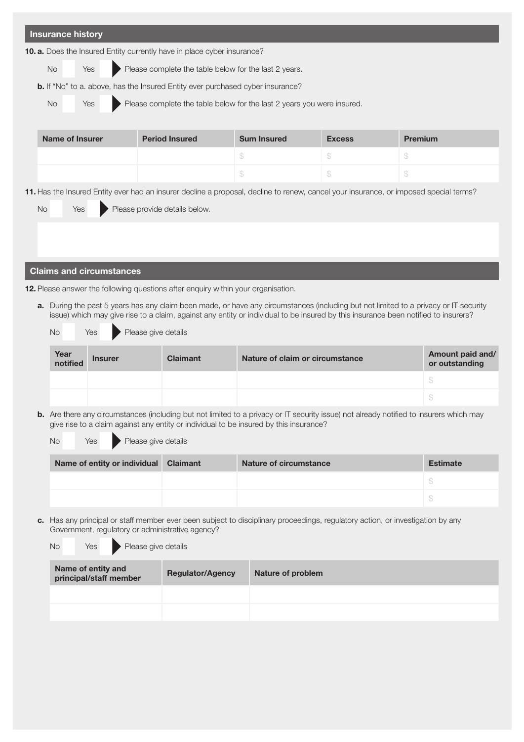## Insurance history

**10. a.** Does the Insured Entity currently have in place cyber insurance?

No ☐ Yes ☐ ▶ Please complete the table below for the last 2 years.

**b.** If "No" to a. above, has the Insured Entity ever purchased cyber insurance?

No ☐ Yes ☐ ▶ Please complete the table below for the last 2 years you were insured.

| Name of Insurer | Period Insured | Sum Insured | Excess | Premium |
|---|---|---|---|---|
| | | $ | $ | $ |
| | | $ | $ | $ |

**11.** Has the Insured Entity ever had an insurer decline a proposal, decline to renew, cancel your insurance, or imposed special terms?

No ☐ Yes ☐ ▶ Please provide details below.

## Claims and circumstances

**12.** Please answer the following questions after enquiry within your organisation.

**a.** During the past 5 years has any claim been made, or have any circumstances (including but not limited to a privacy or IT security issue) which may give rise to a claim, against any entity or individual to be insured by this insurance been notified to insurers?

No ☐ Yes ☐ ▶ Please give details

| Year notified | Insurer | Claimant | Nature of claim or circumstance | Amount paid and/ or outstanding |
|---|---|---|---|---|
| | | | | $ |
| | | | | $ |

**b.** Are there any circumstances (including but not limited to a privacy or IT security issue) not already notified to insurers which may give rise to a claim against any entity or individual to be insured by this insurance?

No ☐ Yes ☐ ▶ Please give details

| Name of entity or individual | Claimant | Nature of circumstance | Estimate |
|---|---|---|---|
| | | | $ |
| | | | $ |

**c.** Has any principal or staff member ever been subject to disciplinary proceedings, regulatory action, or investigation by any Government, regulatory or administrative agency?

No ☐ Yes ☐ ▶ Please give details

| Name of entity and principal/staff member | Regulator/Agency | Nature of problem |
|---|---|---|
| | | |
| | | |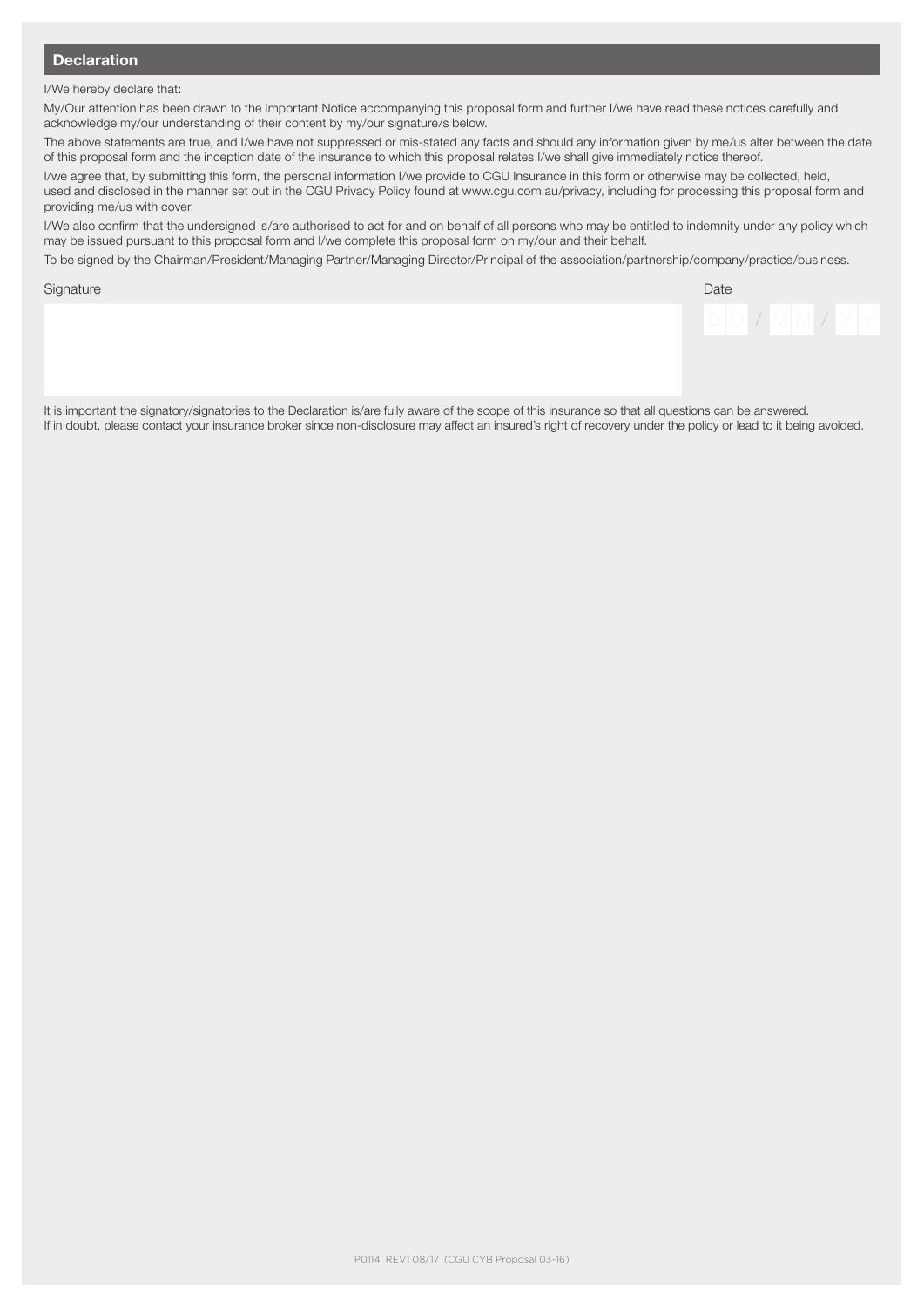## Declaration

I/We hereby declare that:

My/Our attention has been drawn to the Important Notice accompanying this proposal form and further I/we have read these notices carefully and acknowledge my/our understanding of their content by my/our signature/s below.

The above statements are true, and I/we have not suppressed or mis-stated any facts and should any information given by me/us alter between the date of this proposal form and the inception date of the insurance to which this proposal relates I/we shall give immediately notice thereof.

I/we agree that, by submitting this form, the personal information I/we provide to CGU Insurance in this form or otherwise may be collected, held, used and disclosed in the manner set out in the CGU Privacy Policy found at www.cgu.com.au/privacy, including for processing this proposal form and providing me/us with cover.

I/We also confirm that the undersigned is/are authorised to act for and on behalf of all persons who may be entitled to indemnity under any policy which may be issued pursuant to this proposal form and I/we complete this proposal form on my/our and their behalf.

To be signed by the Chairman/President/Managing Partner/Managing Director/Principal of the association/partnership/company/practice/business.

Signature

Date

DD / MM / YY

It is important the signatory/signatories to the Declaration is/are fully aware of the scope of this insurance so that all questions can be answered.
If in doubt, please contact your insurance broker since non-disclosure may affect an insured's right of recovery under the policy or lead to it being avoided.

P0114 REV1 08/17 (CGU CYB Proposal 03-16)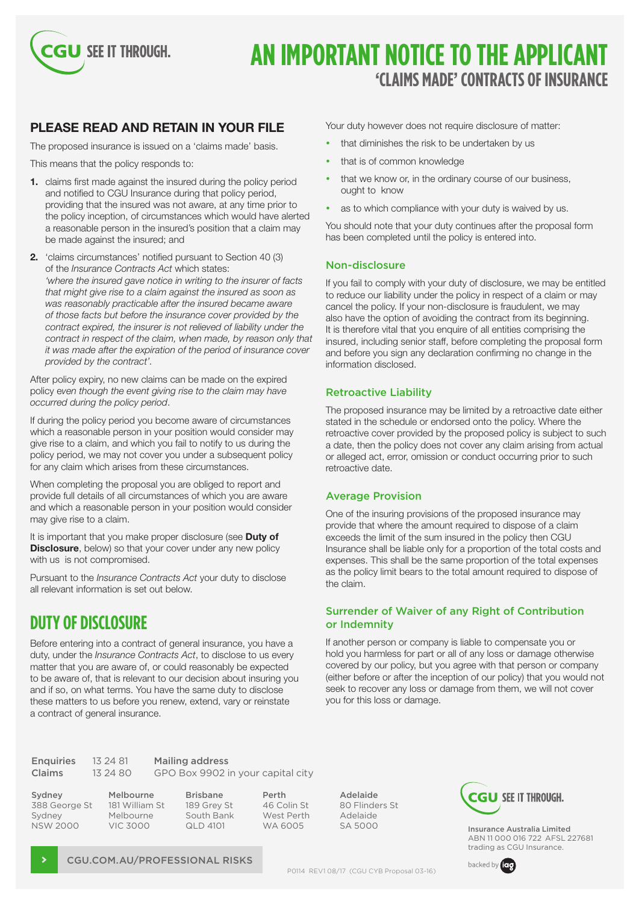# AN IMPORTANT NOTICE TO THE APPLICANT

## 'CLAIMS MADE' CONTRACTS OF INSURANCE

### PLEASE READ AND RETAIN IN YOUR FILE

The proposed insurance is issued on a 'claims made' basis.

This means that the policy responds to:

1. claims first made against the insured during the policy period and notified to CGU Insurance during that policy period, providing that the insured was not aware, at any time prior to the policy inception, of circumstances which would have alerted a reasonable person in the insured's position that a claim may be made against the insured; and
2. 'claims circumstances' notified pursuant to Section 40 (3) of the *Insurance Contracts Act* which states: *'where the insured gave notice in writing to the insurer of facts that might give rise to a claim against the insured as soon as was reasonably practicable after the insured became aware of those facts but before the insurance cover provided by the contract expired, the insurer is not relieved of liability under the contract in respect of the claim, when made, by reason only that it was made after the expiration of the period of insurance cover provided by the contract'.*

After policy expiry, no new claims can be made on the expired policy *even though the event giving rise to the claim may have occurred during the policy period*.

If during the policy period you become aware of circumstances which a reasonable person in your position would consider may give rise to a claim, and which you fail to notify to us during the policy period, we may not cover you under a subsequent policy for any claim which arises from these circumstances.

When completing the proposal you are obliged to report and provide full details of all circumstances of which you are aware and which a reasonable person in your position would consider may give rise to a claim.

It is important that you make proper disclosure (see **Duty of Disclosure**, below) so that your cover under any new policy with us is not compromised.

Pursuant to the *Insurance Contracts Act* your duty to disclose all relevant information is set out below.

## DUTY OF DISCLOSURE

Before entering into a contract of general insurance, you have a duty, under the *Insurance Contracts Act*, to disclose to us every matter that you are aware of, or could reasonably be expected to be aware of, that is relevant to our decision about insuring you and if so, on what terms. You have the same duty to disclose these matters to us before you renew, extend, vary or reinstate a contract of general insurance.

Your duty however does not require disclosure of matter:

- that diminishes the risk to be undertaken by us
- that is of common knowledge
- that we know or, in the ordinary course of our business, ought to know
- as to which compliance with your duty is waived by us.

You should note that your duty continues after the proposal form has been completed until the policy is entered into.

### Non-disclosure

If you fail to comply with your duty of disclosure, we may be entitled to reduce our liability under the policy in respect of a claim or may cancel the policy. If your non-disclosure is fraudulent, we may also have the option of avoiding the contract from its beginning. It is therefore vital that you enquire of all entities comprising the insured, including senior staff, before completing the proposal form and before you sign any declaration confirming no change in the information disclosed.

### Retroactive Liability

The proposed insurance may be limited by a retroactive date either stated in the schedule or endorsed onto the policy. Where the retroactive cover provided by the proposed policy is subject to such a date, then the policy does not cover any claim arising from actual or alleged act, error, omission or conduct occurring prior to such retroactive date.

### Average Provision

One of the insuring provisions of the proposed insurance may provide that where the amount required to dispose of a claim exceeds the limit of the sum insured in the policy then CGU Insurance shall be liable only for a proportion of the total costs and expenses. This shall be the same proportion of the total expenses as the policy limit bears to the total amount required to dispose of the claim.

### Surrender of Waiver of any Right of Contribution or Indemnity

If another person or company is liable to compensate you or hold you harmless for part or all of any loss or damage otherwise covered by our policy, but you agree with that person or company (either before or after the inception of our policy) that you would not seek to recover any loss or damage from them, we will not cover you for this loss or damage.

**Enquiries** 13 24 81
**Claims** 13 24 80

**Mailing address**
GPO Box 9902 in your capital city

**Sydney**
388 George St
Sydney
NSW 2000

**Melbourne**
181 William St
Melbourne
VIC 3000

**Brisbane**
189 Grey St
South Bank
QLD 4101

**Perth**
46 Colin St
West Perth
WA 6005

**Adelaide**
80 Flinders St
Adelaide
SA 5000

**Insurance Australia Limited**
ABN 11 000 016 722 AFSL 227681
trading as CGU Insurance.

CGU.COM.AU/PROFESSIONAL RISKS

P0114 REV1 08/17 (CGU CYB Proposal 03-16)